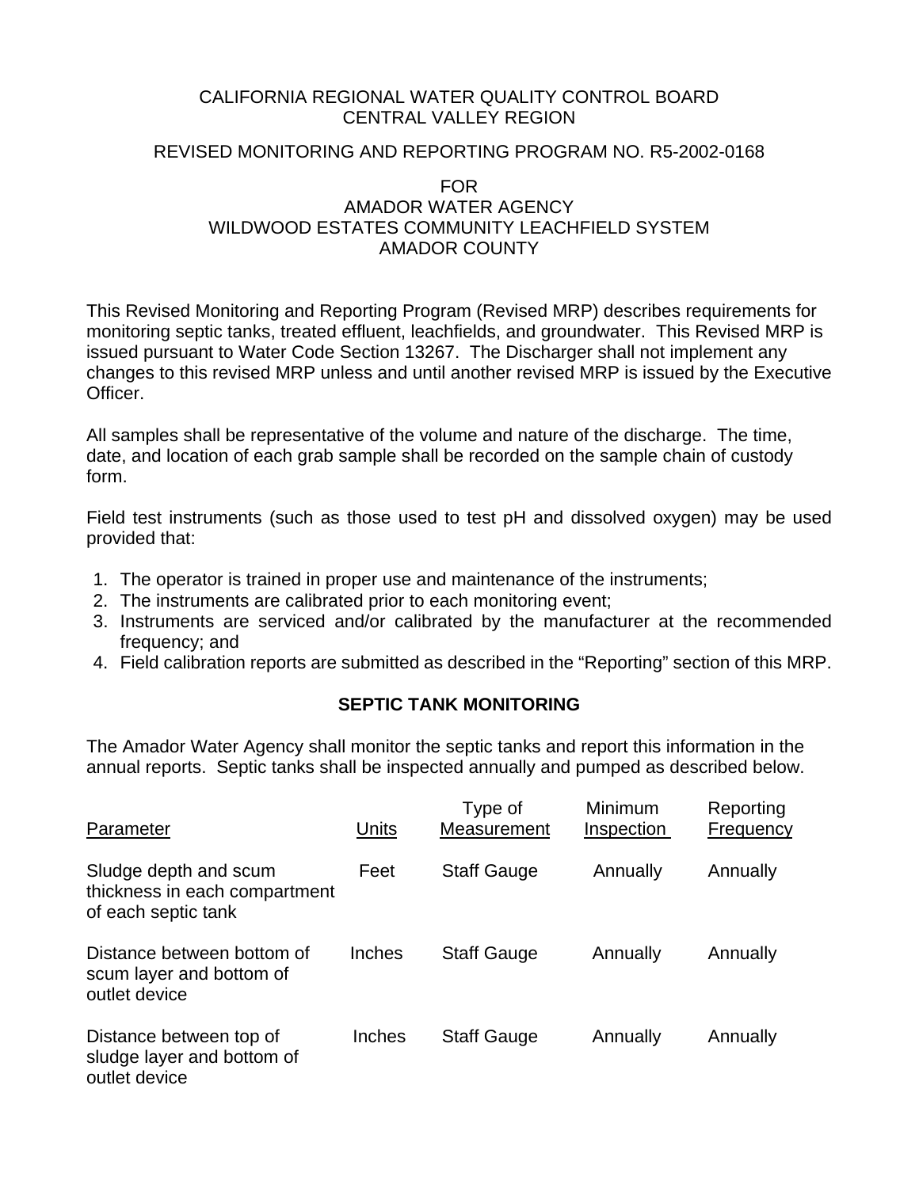CALIFORNIA REGIONAL WATER QUALITY CONTROL BOARD
CENTRAL VALLEY REGION

REVISED MONITORING AND REPORTING PROGRAM NO. R5-2002-0168

FOR
AMADOR WATER AGENCY
WILDWOOD ESTATES COMMUNITY LEACHFIELD SYSTEM
AMADOR COUNTY

This Revised Monitoring and Reporting Program (Revised MRP) describes requirements for monitoring septic tanks, treated effluent, leachfields, and groundwater. This Revised MRP is issued pursuant to Water Code Section 13267. The Discharger shall not implement any changes to this revised MRP unless and until another revised MRP is issued by the Executive Officer.

All samples shall be representative of the volume and nature of the discharge. The time, date, and location of each grab sample shall be recorded on the sample chain of custody form.

Field test instruments (such as those used to test pH and dissolved oxygen) may be used provided that:

1. The operator is trained in proper use and maintenance of the instruments;
2. The instruments are calibrated prior to each monitoring event;
3. Instruments are serviced and/or calibrated by the manufacturer at the recommended frequency; and
4. Field calibration reports are submitted as described in the "Reporting" section of this MRP.

## SEPTIC TANK MONITORING

The Amador Water Agency shall monitor the septic tanks and report this information in the annual reports. Septic tanks shall be inspected annually and pumped as described below.

| Parameter | Units | Type of Measurement | Minimum Inspection | Reporting Frequency |
|---|---|---|---|---|
| Sludge depth and scum thickness in each compartment of each septic tank | Feet | Staff Gauge | Annually | Annually |
| Distance between bottom of scum layer and bottom of outlet device | Inches | Staff Gauge | Annually | Annually |
| Distance between top of sludge layer and bottom of outlet device | Inches | Staff Gauge | Annually | Annually |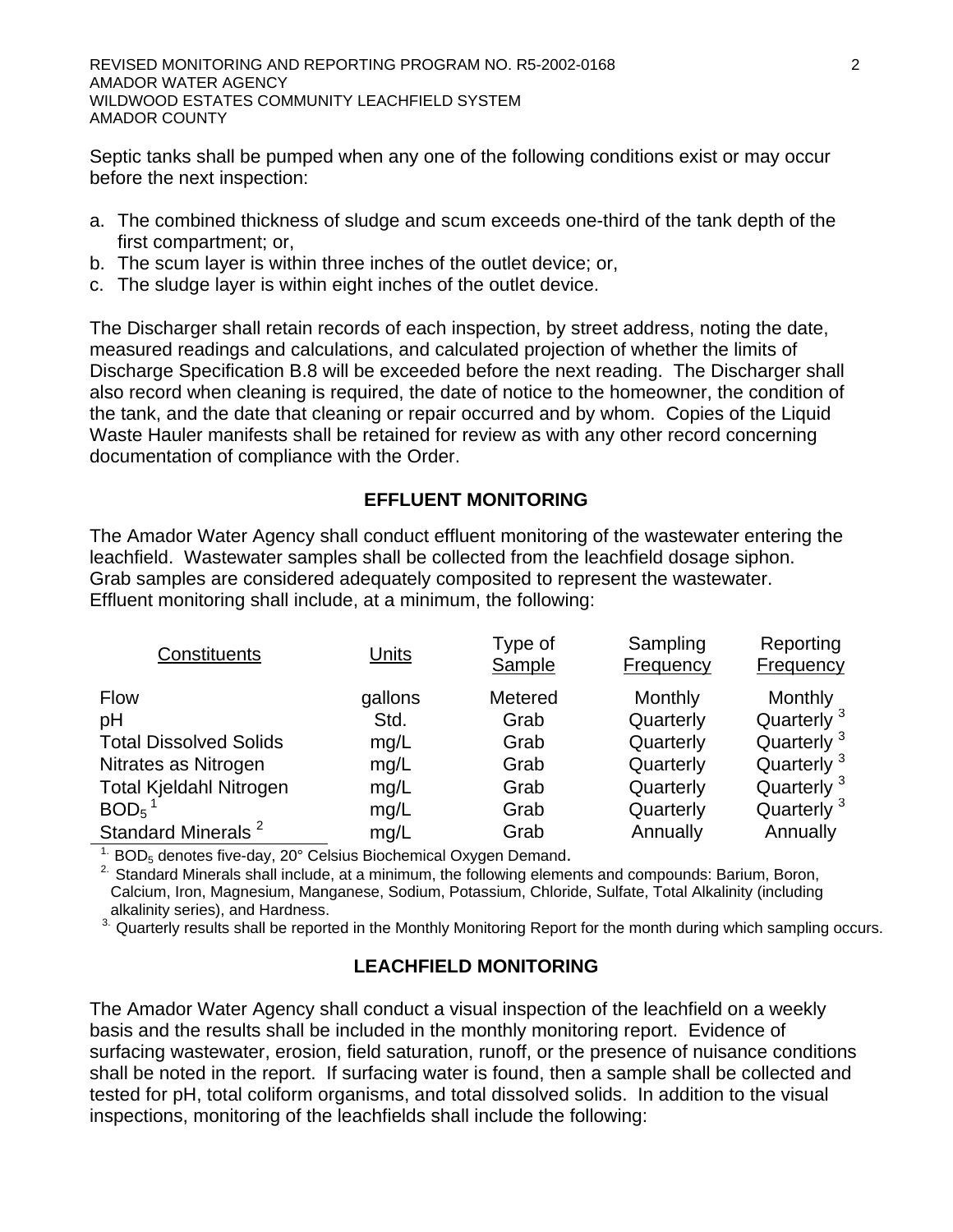Septic tanks shall be pumped when any one of the following conditions exist or may occur before the next inspection:

a. The combined thickness of sludge and scum exceeds one-third of the tank depth of the first compartment; or,
b. The scum layer is within three inches of the outlet device; or,
c. The sludge layer is within eight inches of the outlet device.

The Discharger shall retain records of each inspection, by street address, noting the date, measured readings and calculations, and calculated projection of whether the limits of Discharge Specification B.8 will be exceeded before the next reading. The Discharger shall also record when cleaning is required, the date of notice to the homeowner, the condition of the tank, and the date that cleaning or repair occurred and by whom. Copies of the Liquid Waste Hauler manifests shall be retained for review as with any other record concerning documentation of compliance with the Order.

## EFFLUENT MONITORING

The Amador Water Agency shall conduct effluent monitoring of the wastewater entering the leachfield. Wastewater samples shall be collected from the leachfield dosage siphon. Grab samples are considered adequately composited to represent the wastewater. Effluent monitoring shall include, at a minimum, the following:

| Constituents | Units | Type of Sample | Sampling Frequency | Reporting Frequency |
|---|---|---|---|---|
| Flow | gallons | Metered | Monthly | Monthly |
| pH | Std. | Grab | Quarterly | Quarterly [3] |
| Total Dissolved Solids | mg/L | Grab | Quarterly | Quarterly [3] |
| Nitrates as Nitrogen | mg/L | Grab | Quarterly | Quarterly [3] |
| Total Kjeldahl Nitrogen | mg/L | Grab | Quarterly | Quarterly [3] |
| $BOD_5$ [1] | mg/L | Grab | Quarterly | Quarterly [3] |
| Standard Minerals [2] | mg/L | Grab | Annually | Annually |

[1] $BOD_5$ denotes five-day, 20° Celsius Biochemical Oxygen Demand.

[2] Standard Minerals shall include, at a minimum, the following elements and compounds: Barium, Boron, Calcium, Iron, Magnesium, Manganese, Sodium, Potassium, Chloride, Sulfate, Total Alkalinity (including alkalinity series), and Hardness.

[3] Quarterly results shall be reported in the Monthly Monitoring Report for the month during which sampling occurs.

## LEACHFIELD MONITORING

The Amador Water Agency shall conduct a visual inspection of the leachfield on a weekly basis and the results shall be included in the monthly monitoring report. Evidence of surfacing wastewater, erosion, field saturation, runoff, or the presence of nuisance conditions shall be noted in the report. If surfacing water is found, then a sample shall be collected and tested for pH, total coliform organisms, and total dissolved solids. In addition to the visual inspections, monitoring of the leachfields shall include the following: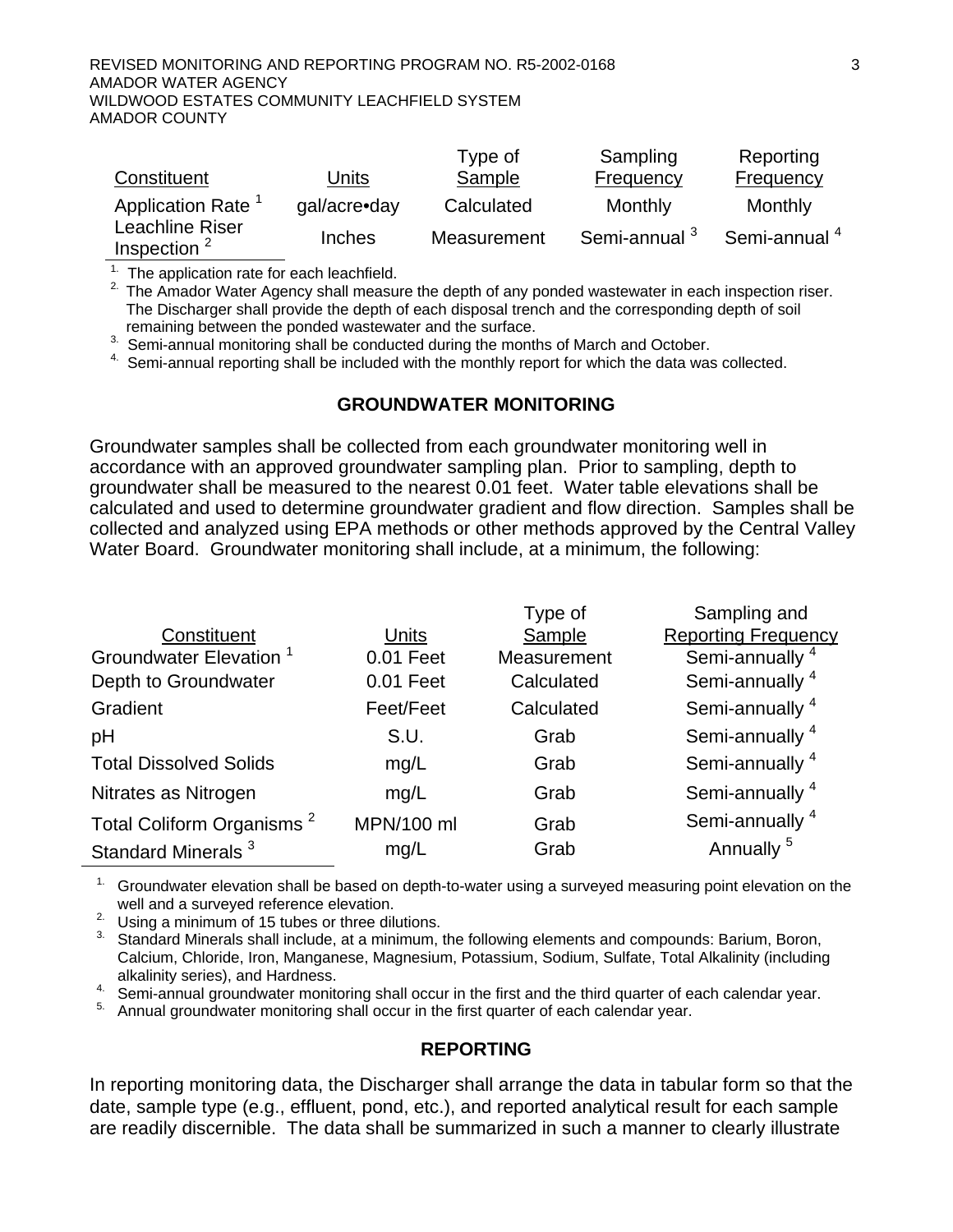| Constituent | Units | Type of Sample | Sampling Frequency | Reporting Frequency |
|---|---|---|---|---|
| Application Rate [1] | gal/acre•day | Calculated | Monthly | Monthly |
| Leachline Riser Inspection [2] | Inches | Measurement | Semi-annual [3] | Semi-annual [4] |

1. The application rate for each leachfield.
2. The Amador Water Agency shall measure the depth of any ponded wastewater in each inspection riser. The Discharger shall provide the depth of each disposal trench and the corresponding depth of soil remaining between the ponded wastewater and the surface.
3. Semi-annual monitoring shall be conducted during the months of March and October.
4. Semi-annual reporting shall be included with the monthly report for which the data was collected.

## GROUNDWATER MONITORING

Groundwater samples shall be collected from each groundwater monitoring well in accordance with an approved groundwater sampling plan. Prior to sampling, depth to groundwater shall be measured to the nearest 0.01 feet. Water table elevations shall be calculated and used to determine groundwater gradient and flow direction. Samples shall be collected and analyzed using EPA methods or other methods approved by the Central Valley Water Board. Groundwater monitoring shall include, at a minimum, the following:

| Constituent | Units | Type of Sample | Sampling and Reporting Frequency |
|---|---|---|---|
| Groundwater Elevation [1] | 0.01 Feet | Measurement | Semi-annually [4] |
| Depth to Groundwater | 0.01 Feet | Calculated | Semi-annually [4] |
| Gradient | Feet/Feet | Calculated | Semi-annually [4] |
| pH | S.U. | Grab | Semi-annually [4] |
| Total Dissolved Solids | mg/L | Grab | Semi-annually [4] |
| Nitrates as Nitrogen | mg/L | Grab | Semi-annually [4] |
| Total Coliform Organisms [2] | MPN/100 ml | Grab | Semi-annually [4] |
| Standard Minerals [3] | mg/L | Grab | Annually [5] |

1. Groundwater elevation shall be based on depth-to-water using a surveyed measuring point elevation on the well and a surveyed reference elevation.
2. Using a minimum of 15 tubes or three dilutions.
3. Standard Minerals shall include, at a minimum, the following elements and compounds: Barium, Boron, Calcium, Chloride, Iron, Manganese, Magnesium, Potassium, Sodium, Sulfate, Total Alkalinity (including alkalinity series), and Hardness.
4. Semi-annual groundwater monitoring shall occur in the first and the third quarter of each calendar year.
5. Annual groundwater monitoring shall occur in the first quarter of each calendar year.

## REPORTING

In reporting monitoring data, the Discharger shall arrange the data in tabular form so that the date, sample type (e.g., effluent, pond, etc.), and reported analytical result for each sample are readily discernible. The data shall be summarized in such a manner to clearly illustrate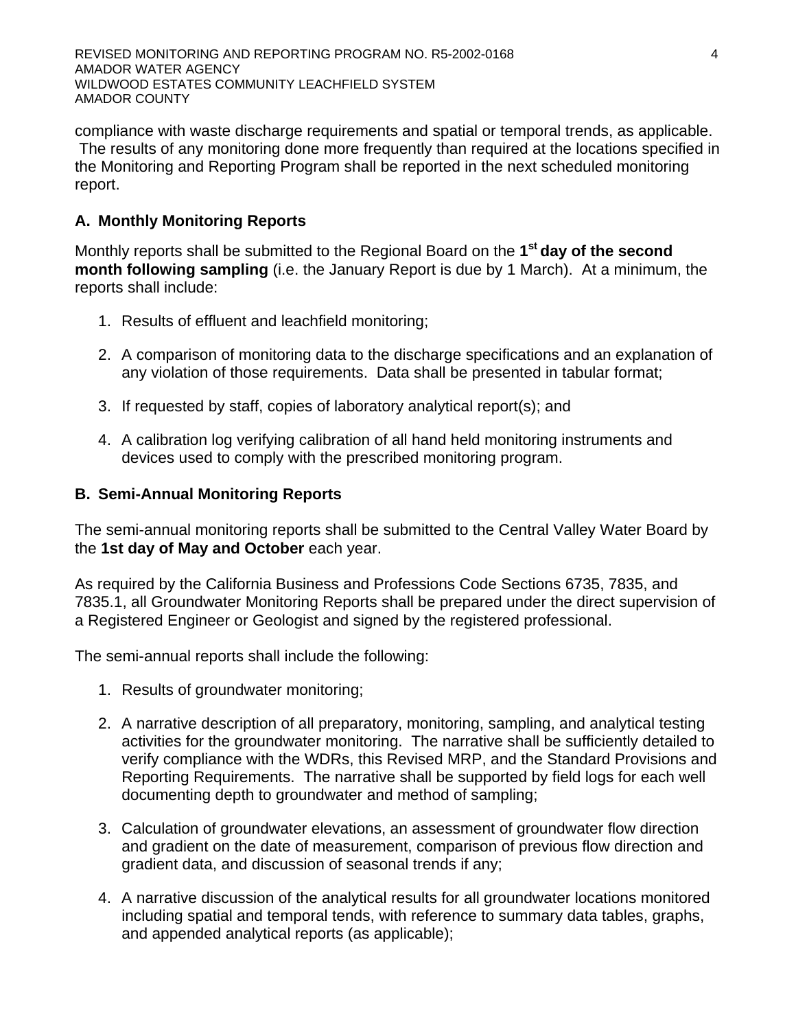compliance with waste discharge requirements and spatial or temporal trends, as applicable. The results of any monitoring done more frequently than required at the locations specified in the Monitoring and Reporting Program shall be reported in the next scheduled monitoring report.

### A. Monthly Monitoring Reports

Monthly reports shall be submitted to the Regional Board on the **1st day of the second month following sampling** (i.e. the January Report is due by 1 March). At a minimum, the reports shall include:

1. Results of effluent and leachfield monitoring;

2. A comparison of monitoring data to the discharge specifications and an explanation of any violation of those requirements. Data shall be presented in tabular format;

3. If requested by staff, copies of laboratory analytical report(s); and

4. A calibration log verifying calibration of all hand held monitoring instruments and devices used to comply with the prescribed monitoring program.

### B. Semi-Annual Monitoring Reports

The semi-annual monitoring reports shall be submitted to the Central Valley Water Board by the **1st day of May and October** each year.

As required by the California Business and Professions Code Sections 6735, 7835, and 7835.1, all Groundwater Monitoring Reports shall be prepared under the direct supervision of a Registered Engineer or Geologist and signed by the registered professional.

The semi-annual reports shall include the following:

1. Results of groundwater monitoring;

2. A narrative description of all preparatory, monitoring, sampling, and analytical testing activities for the groundwater monitoring. The narrative shall be sufficiently detailed to verify compliance with the WDRs, this Revised MRP, and the Standard Provisions and Reporting Requirements. The narrative shall be supported by field logs for each well documenting depth to groundwater and method of sampling;

3. Calculation of groundwater elevations, an assessment of groundwater flow direction and gradient on the date of measurement, comparison of previous flow direction and gradient data, and discussion of seasonal trends if any;

4. A narrative discussion of the analytical results for all groundwater locations monitored including spatial and temporal tends, with reference to summary data tables, graphs, and appended analytical reports (as applicable);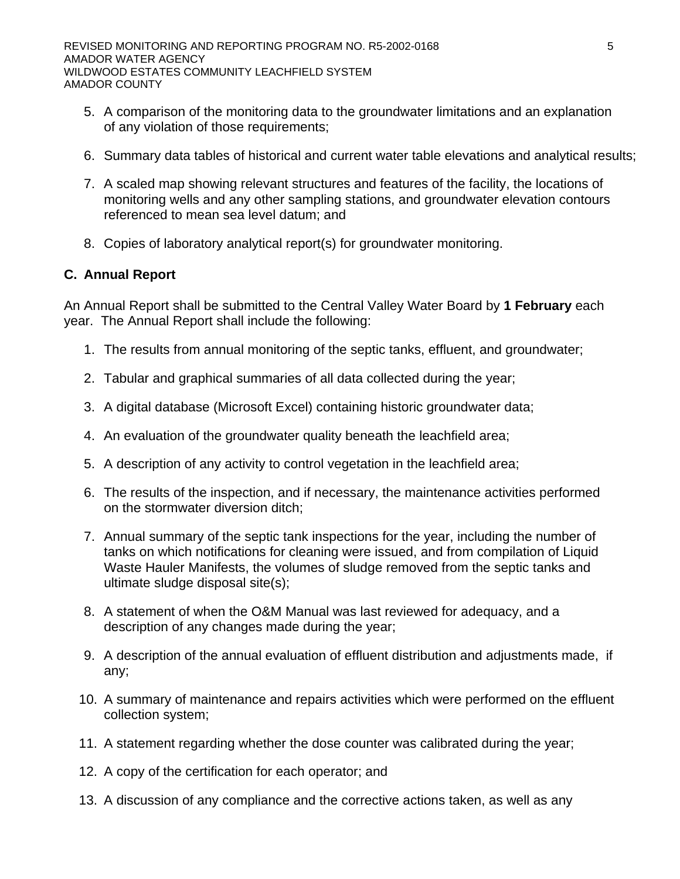5. A comparison of the monitoring data to the groundwater limitations and an explanation of any violation of those requirements;

6. Summary data tables of historical and current water table elevations and analytical results;

7. A scaled map showing relevant structures and features of the facility, the locations of monitoring wells and any other sampling stations, and groundwater elevation contours referenced to mean sea level datum; and

8. Copies of laboratory analytical report(s) for groundwater monitoring.

### C. Annual Report

An Annual Report shall be submitted to the Central Valley Water Board by **1 February** each year. The Annual Report shall include the following:

1. The results from annual monitoring of the septic tanks, effluent, and groundwater;

2. Tabular and graphical summaries of all data collected during the year;

3. A digital database (Microsoft Excel) containing historic groundwater data;

4. An evaluation of the groundwater quality beneath the leachfield area;

5. A description of any activity to control vegetation in the leachfield area;

6. The results of the inspection, and if necessary, the maintenance activities performed on the stormwater diversion ditch;

7. Annual summary of the septic tank inspections for the year, including the number of tanks on which notifications for cleaning were issued, and from compilation of Liquid Waste Hauler Manifests, the volumes of sludge removed from the septic tanks and ultimate sludge disposal site(s);

8. A statement of when the O&M Manual was last reviewed for adequacy, and a description of any changes made during the year;

9. A description of the annual evaluation of effluent distribution and adjustments made, if any;

10. A summary of maintenance and repairs activities which were performed on the effluent collection system;

11. A statement regarding whether the dose counter was calibrated during the year;

12. A copy of the certification for each operator; and

13. A discussion of any compliance and the corrective actions taken, as well as any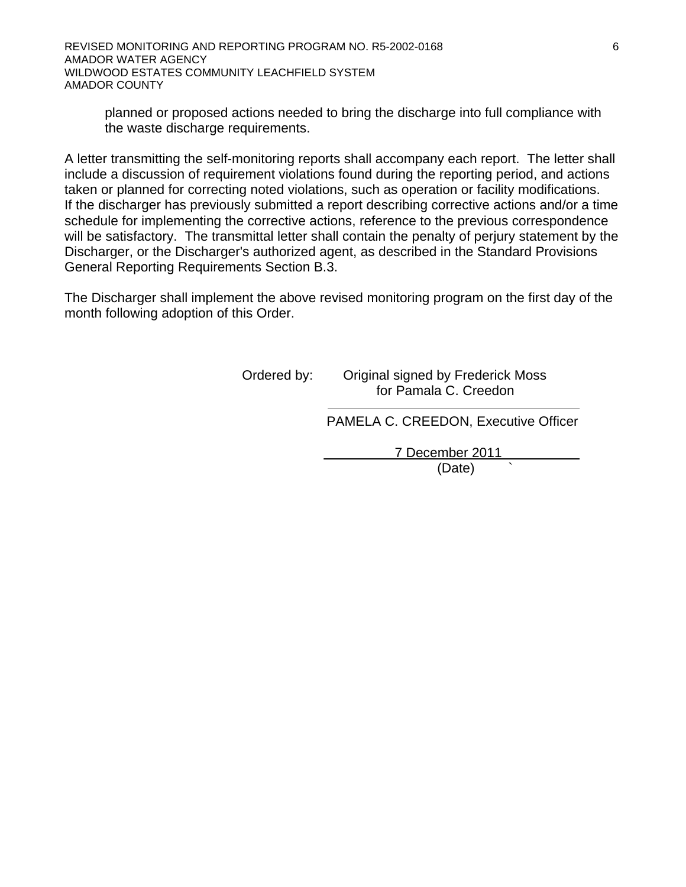planned or proposed actions needed to bring the discharge into full compliance with the waste discharge requirements.

A letter transmitting the self-monitoring reports shall accompany each report. The letter shall include a discussion of requirement violations found during the reporting period, and actions taken or planned for correcting noted violations, such as operation or facility modifications. If the discharger has previously submitted a report describing corrective actions and/or a time schedule for implementing the corrective actions, reference to the previous correspondence will be satisfactory. The transmittal letter shall contain the penalty of perjury statement by the Discharger, or the Discharger's authorized agent, as described in the Standard Provisions General Reporting Requirements Section B.3.

The Discharger shall implement the above revised monitoring program on the first day of the month following adoption of this Order.

Ordered by: Original signed by Frederick Moss
for Pamala C. Creedon

PAMELA C. CREEDON, Executive Officer

7 December 2011
(Date)